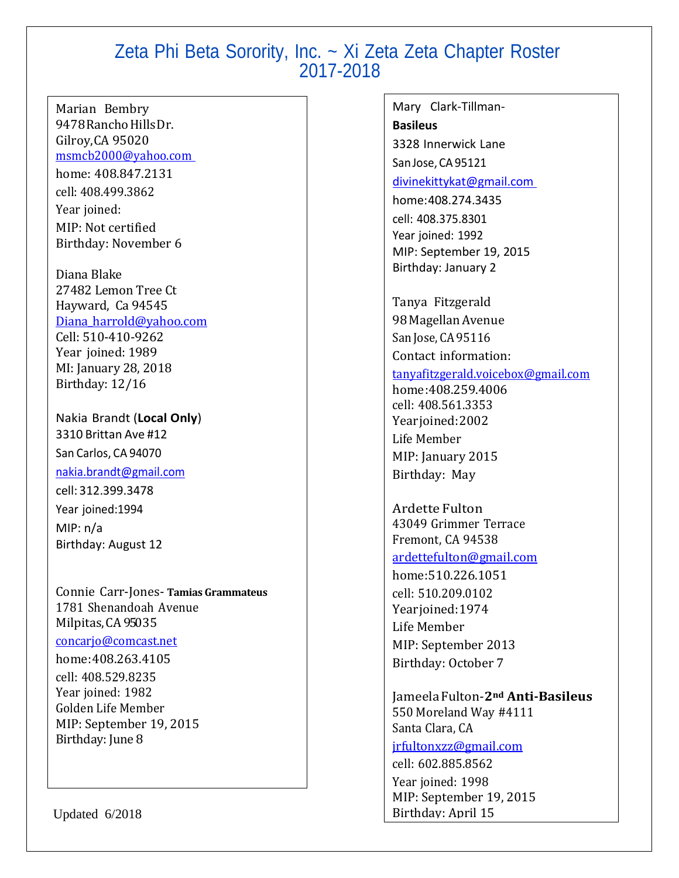# Zeta Phi Beta Sorority, Inc. ~ Xi Zeta Zeta Chapter Roster 2017-2018

Marian Bembry
9478 Rancho Hills Dr.
Gilroy, CA 95020
msmcb2000@yahoo.com
home: 408.847.2131
cell: 408.499.3862
Year joined:
MIP: Not certified
Birthday: November 6

Diana Blake
27482 Lemon Tree Ct
Hayward, Ca 94545
Diana_harrold@yahoo.com
Cell: 510-410-9262
Year joined: 1989
MI: January 28, 2018
Birthday: 12/16

Nakia Brandt (**Local Only**)
3310 Brittan Ave #12
San Carlos, CA 94070
nakia.brandt@gmail.com
cell: 312.399.3478
Year joined:1994
MIP: n/a
Birthday: August 12

Connie Carr-Jones- **Tamias Grammateus**
1781 Shenandoah Avenue
Milpitas, CA 95035
concarjo@comcast.net
home:408.263.4105
cell: 408.529.8235
Year joined: 1982
Golden Life Member
MIP: September 19, 2015
Birthday: June 8

Updated 6/2018

Mary Clark-Tillman- **Basileus**
3328 Innerwick Lane
San Jose, CA 95121
divinekittykat@gmail.com
home:408.274.3435
cell: 408.375.8301
Year joined: 1992
MIP: September 19, 2015
Birthday: January 2

Tanya Fitzgerald
98 Magellan Avenue
San Jose, CA 95116
Contact information:
tanyafitzgerald.voicebox@gmail.com
home:408.259.4006
cell: 408.561.3353
Year joined:2002
Life Member
MIP: January 2015
Birthday: May

Ardette Fulton
43049 Grimmer Terrace
Fremont, CA 94538
ardettefulton@gmail.com
home:510.226.1051
cell: 510.209.0102
Year joined:1974
Life Member
MIP: September 2013
Birthday: October 7

Jameela Fulton-**2nd Anti-Basileus**
550 Moreland Way #4111
Santa Clara, CA
jrfultonxzz@gmail.com
cell: 602.885.8562
Year joined: 1998
MIP: September 19, 2015
Birthday: April 15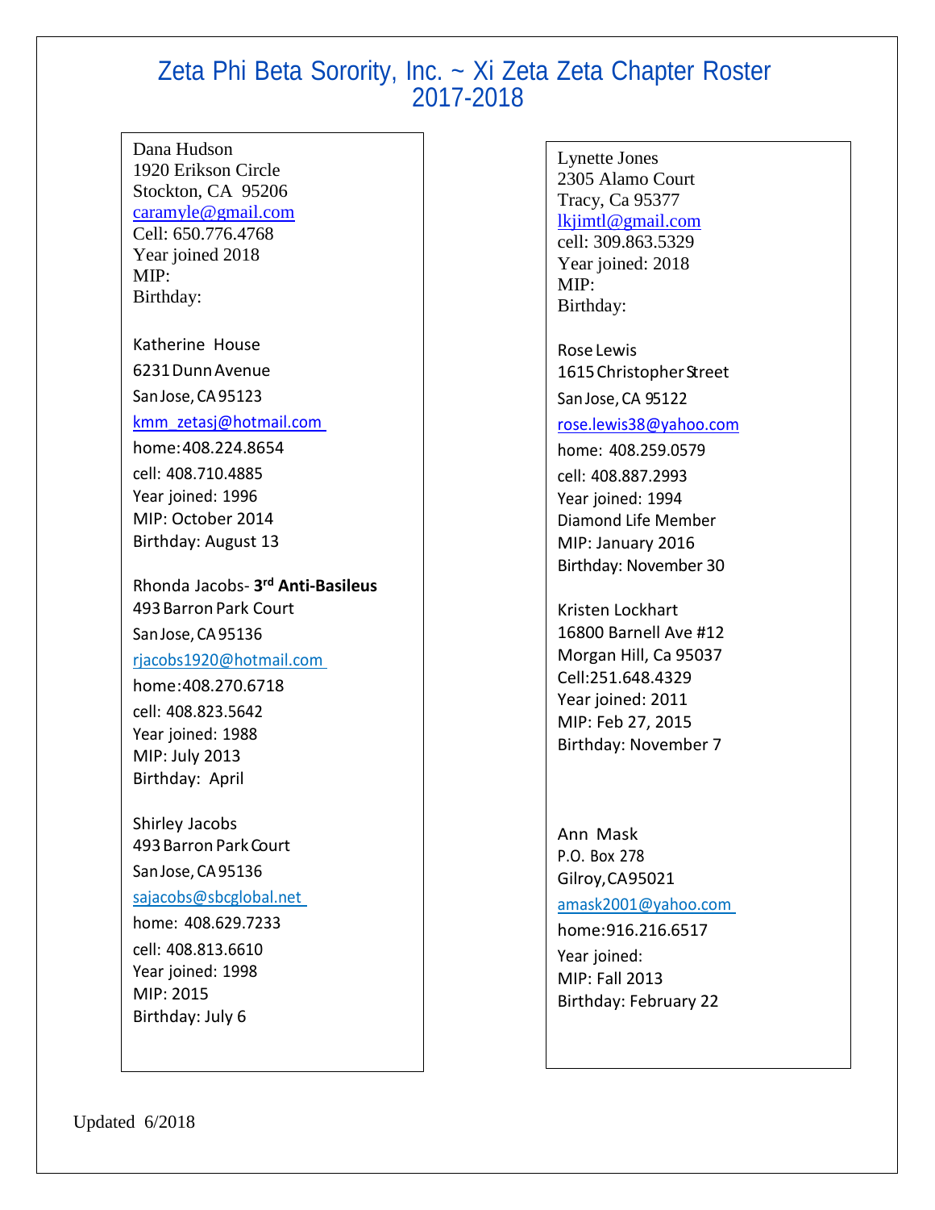# Zeta Phi Beta Sorority, Inc. ~ Xi Zeta Zeta Chapter Roster 2017-2018

Dana Hudson
1920 Erikson Circle
Stockton, CA 95206
caramyle@gmail.com
Cell: 650.776.4768
Year joined 2018
MIP:
Birthday:

Katherine House
6231 Dunn Avenue
San Jose, CA 95123
kmm_zetasj@hotmail.com
home: 408.224.8654
cell: 408.710.4885
Year joined: 1996
MIP: October 2014
Birthday: August 13

Rhonda Jacobs- **3rd Anti-Basileus**
493 Barron Park Court
San Jose, CA 95136
rjacobs1920@hotmail.com
home: 408.270.6718
cell: 408.823.5642
Year joined: 1988
MIP: July 2013
Birthday: April

Shirley Jacobs
493 Barron Park Court
San Jose, CA 95136
sajacobs@sbcglobal.net
home: 408.629.7233
cell: 408.813.6610
Year joined: 1998
MIP: 2015
Birthday: July 6

Lynette Jones
2305 Alamo Court
Tracy, Ca 95377
lkjimtl@gmail.com
cell: 309.863.5329
Year joined: 2018
MIP:
Birthday:

Rose Lewis
1615 Christopher Street
San Jose, CA 95122
rose.lewis38@yahoo.com
home: 408.259.0579
cell: 408.887.2993
Year joined: 1994
Diamond Life Member
MIP: January 2016
Birthday: November 30

Kristen Lockhart
16800 Barnell Ave #12
Morgan Hill, Ca 95037
Cell:251.648.4329
Year joined: 2011
MIP: Feb 27, 2015
Birthday: November 7

Ann Mask
P.O. Box 278
Gilroy, CA 95021
amask2001@yahoo.com
home:916.216.6517
Year joined:
MIP: Fall 2013
Birthday: February 22

Updated 6/2018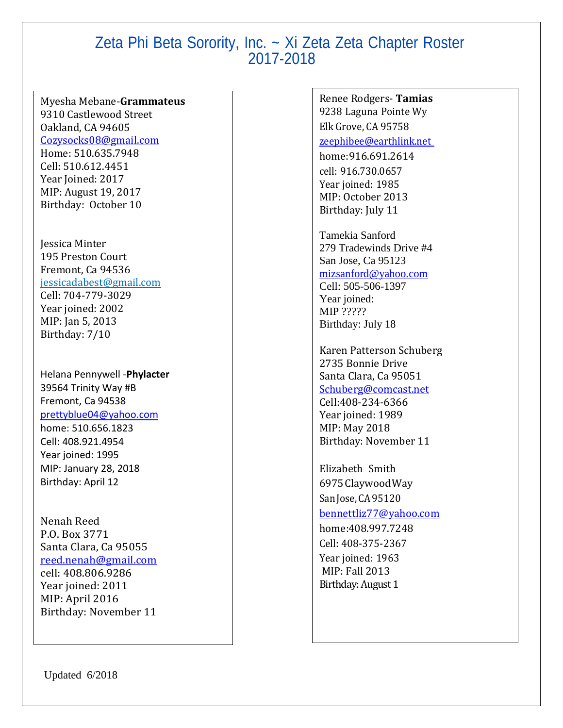# Zeta Phi Beta Sorority, Inc. ~ Xi Zeta Zeta Chapter Roster 2017-2018

Myesha Mebane-**Grammateus**
9310 Castlewood Street
Oakland, CA 94605
Cozysocks08@gmail.com
Home: 510.635.7948
Cell: 510.612.4451
Year Joined: 2017
MIP: August 19, 2017
Birthday: October 10

Jessica Minter
195 Preston Court
Fremont, Ca 94536
jessicadabest@gmail.com
Cell: 704-779-3029
Year joined: 2002
MIP: Jan 5, 2013
Birthday: 7/10

Helana Pennywell -**Phylacter**
39564 Trinity Way #B
Fremont, Ca 94538
prettyblue04@yahoo.com
home: 510.656.1823
Cell: 408.921.4954
Year joined: 1995
MIP: January 28, 2018
Birthday: April 12

Nenah Reed
P.O. Box 3771
Santa Clara, Ca 95055
reed.nenah@gmail.com
cell: 408.806.9286
Year joined: 2011
MIP: April 2016
Birthday: November 11

Renee Rodgers- **Tamias**
9238 Laguna Pointe Wy
Elk Grove, CA 95758
zeephibee@earthlink.net
home:916.691.2614
cell: 916.730.0657
Year joined: 1985
MIP: October 2013
Birthday: July 11

Tamekia Sanford
279 Tradewinds Drive #4
San Jose, Ca 95123
mizsanford@yahoo.com
Cell: 505-506-1397
Year joined:
MIP ?????
Birthday: July 18

Karen Patterson Schuberg
2735 Bonnie Drive
Santa Clara, Ca 95051
Schuberg@comcast.net
Cell:408-234-6366
Year joined: 1989
MIP: May 2018
Birthday: November 11

Elizabeth Smith
6975 Claywood Way
San Jose, CA 95120
bennettliz77@yahoo.com
home:408.997.7248
Cell: 408-375-2367
Year joined: 1963
MIP: Fall 2013
Birthday: August 1

Updated 6/2018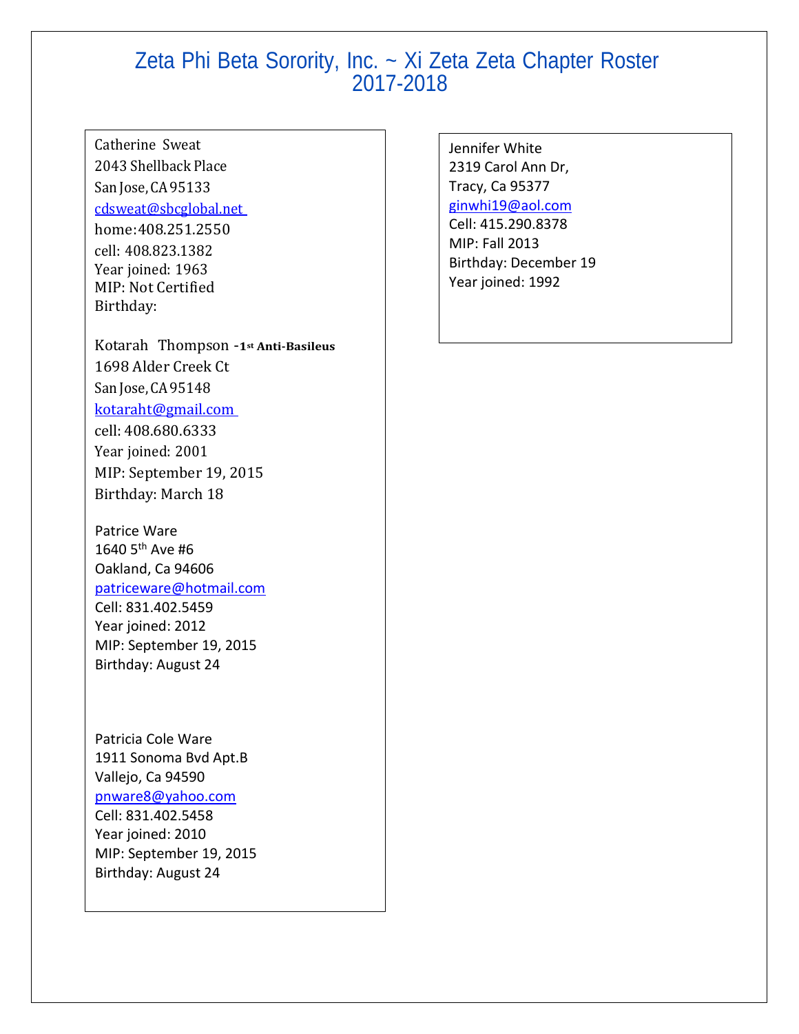# Zeta Phi Beta Sorority, Inc. ~ Xi Zeta Zeta Chapter Roster 2017-2018

Catherine Sweat
2043 Shellback Place
San Jose, CA 95133
cdsweat@sbcglobal.net
home: 408.251.2550
cell: 408.823.1382
Year joined: 1963
MIP: Not Certified
Birthday:

Kotarah Thompson - **1st Anti-Basileus**
1698 Alder Creek Ct
San Jose, CA 95148
kotaraht@gmail.com
cell: 408.680.6333
Year joined: 2001
MIP: September 19, 2015
Birthday: March 18

Patrice Ware
1640 5th Ave #6
Oakland, Ca 94606
patriceware@hotmail.com
Cell: 831.402.5459
Year joined: 2012
MIP: September 19, 2015
Birthday: August 24

Patricia Cole Ware
1911 Sonoma Bvd Apt.B
Vallejo, Ca 94590
pnware8@yahoo.com
Cell: 831.402.5458
Year joined: 2010
MIP: September 19, 2015
Birthday: August 24

Jennifer White
2319 Carol Ann Dr,
Tracy, Ca 95377
ginwhi19@aol.com
Cell: 415.290.8378
MIP: Fall 2013
Birthday: December 19
Year joined: 1992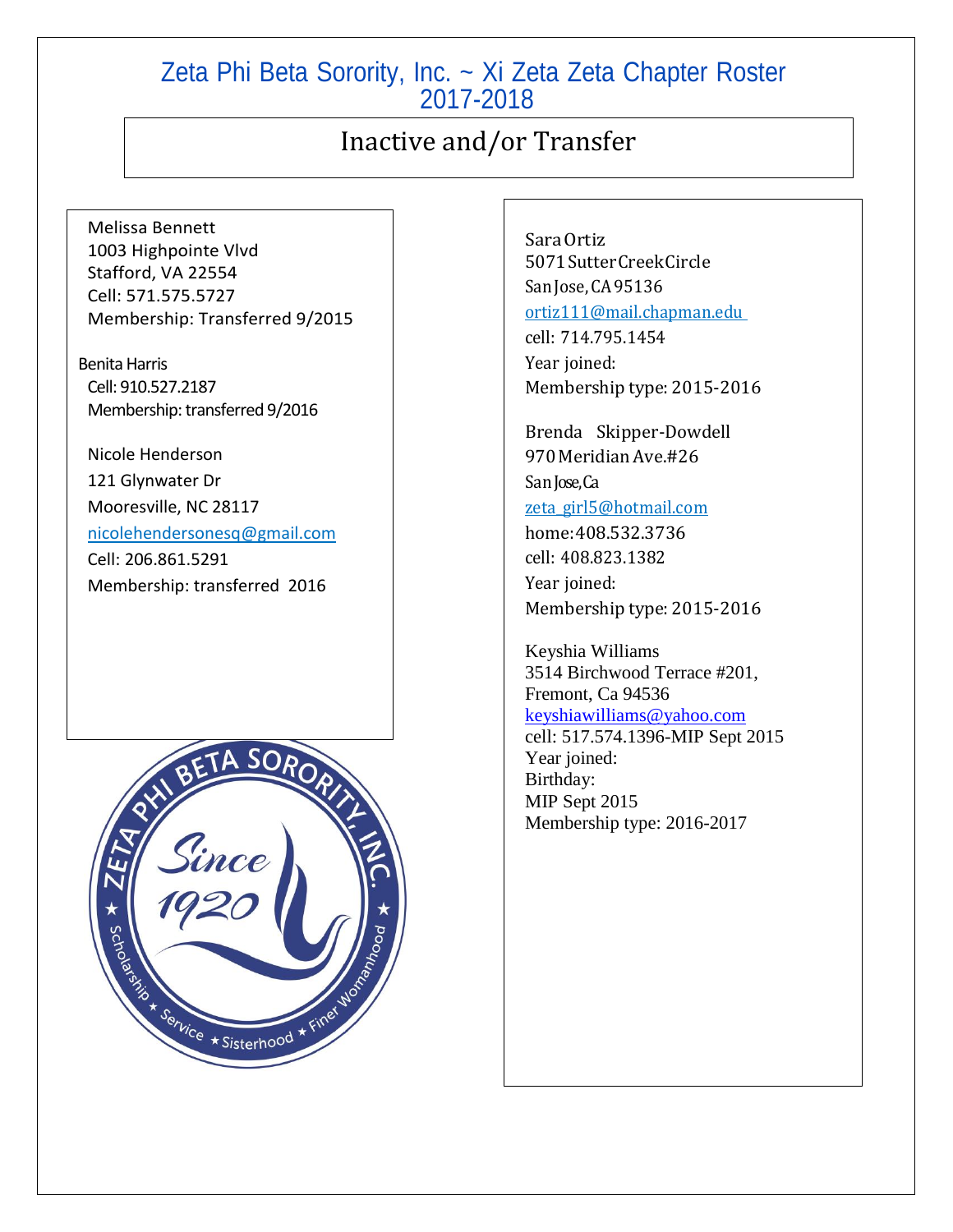# Zeta Phi Beta Sorority, Inc. ~ Xi Zeta Zeta Chapter Roster 2017-2018

## Inactive and/or Transfer

Melissa Bennett
1003 Highpointe Vlvd
Stafford, VA 22554
Cell: 571.575.5727
Membership: Transferred 9/2015

Benita Harris
Cell: 910.527.2187
Membership: transferred 9/2016

Nicole Henderson
121 Glynwater Dr
Mooresville, NC 28117
nicolehendersonesq@gmail.com
Cell: 206.861.5291
Membership: transferred 2016

Sara Ortiz
5071 Sutter Creek Circle
San Jose, CA 95136
ortiz111@mail.chapman.edu
cell: 714.795.1454
Year joined:
Membership type: 2015-2016

Brenda Skipper-Dowdell
970 Meridian Ave.#26
San Jose, Ca
zeta_girl5@hotmail.com
home: 408.532.3736
cell: 408.823.1382
Year joined:
Membership type: 2015-2016

Keyshia Williams
3514 Birchwood Terrace #201,
Fremont, Ca 94536
keyshiawilliams@yahoo.com
cell: 517.574.1396-MIP Sept 2015
Year joined:
Birthday:
MIP Sept 2015
Membership type: 2016-2017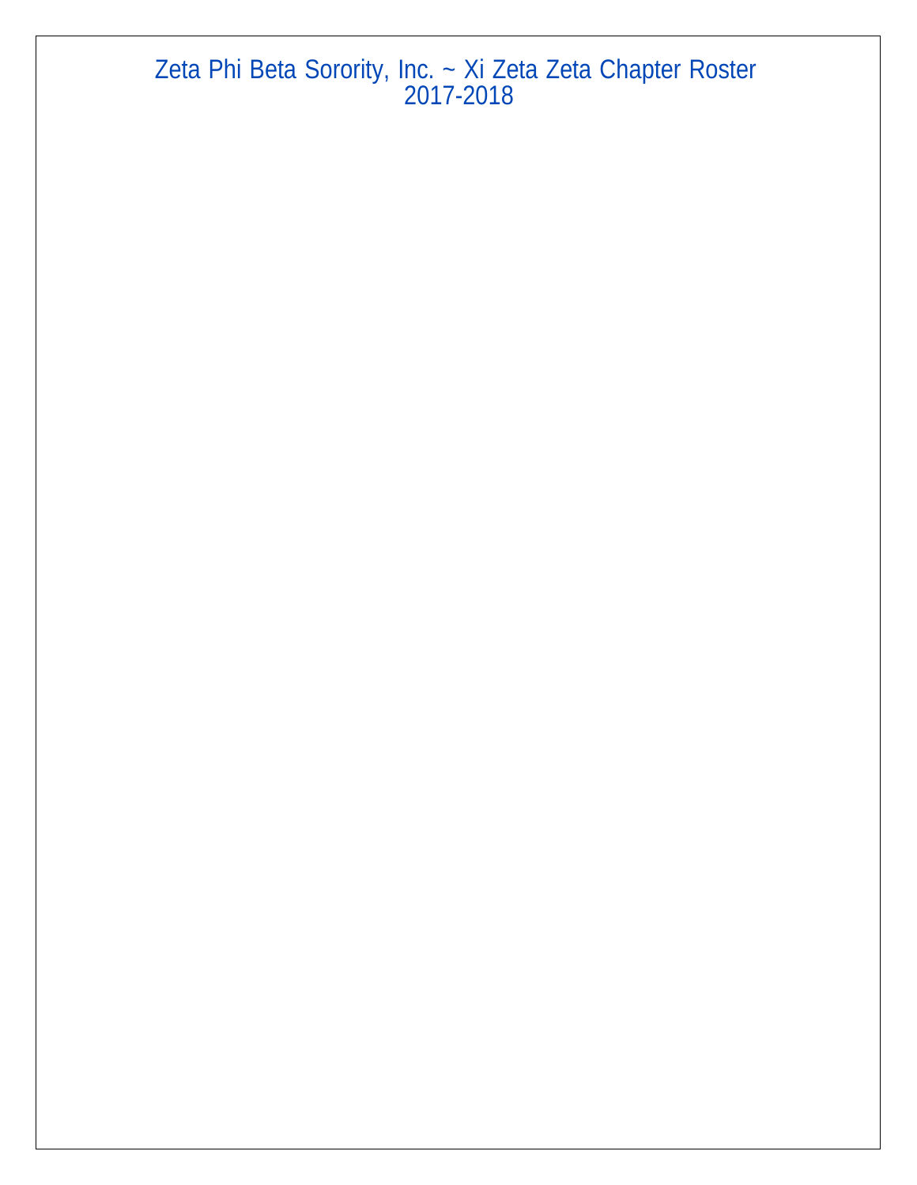Zeta Phi Beta Sorority, Inc. ~ Xi Zeta Zeta Chapter Roster
2017-2018